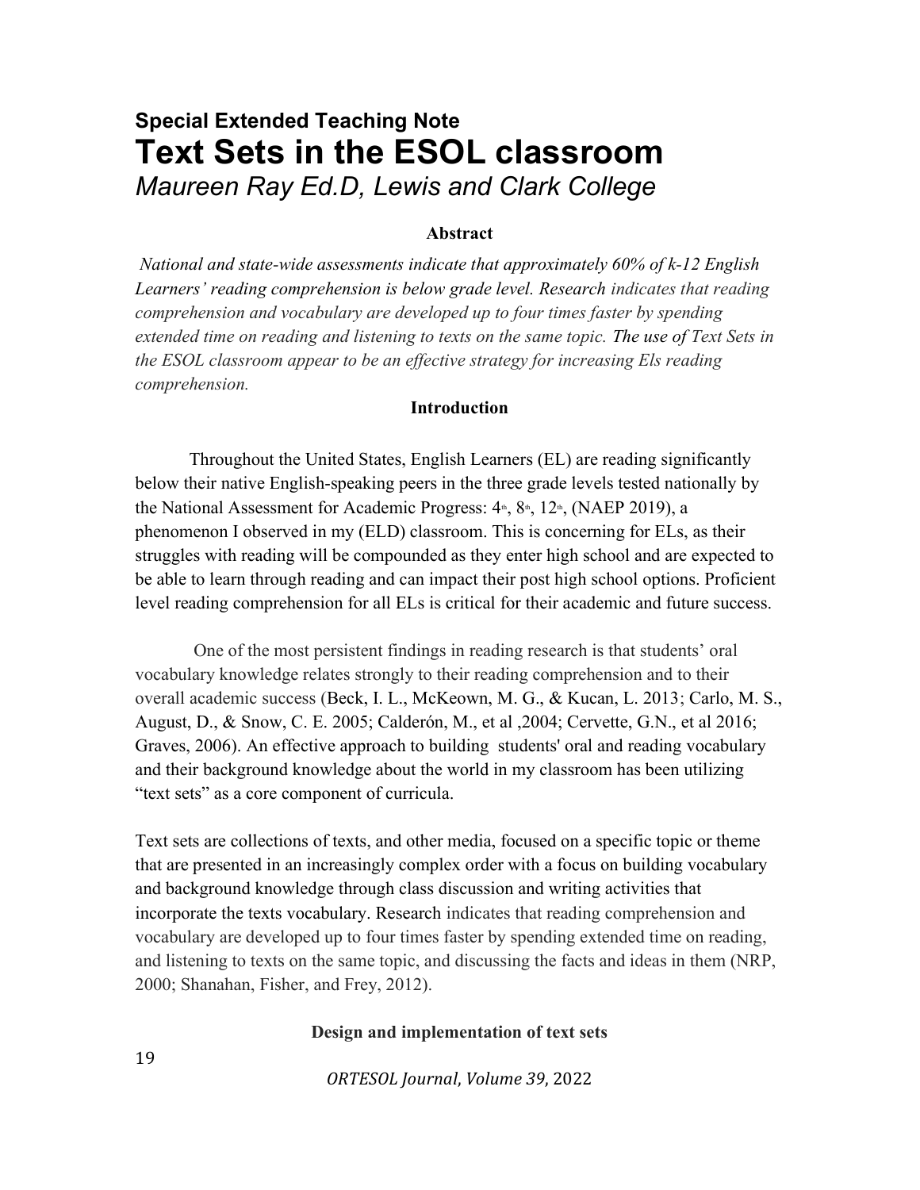### Special Extended Teaching Note

# Text Sets in the ESOL classroom

*Maureen Ray Ed.D, Lewis and Clark College*

**Abstract**

*National and state-wide assessments indicate that approximately 60% of k-12 English Learners' reading comprehension is below grade level. Research indicates that reading comprehension and vocabulary are developed up to four times faster by spending extended time on reading and listening to texts on the same topic. The use of Text Sets in the ESOL classroom appear to be an effective strategy for increasing Els reading comprehension.*

**Introduction**

Throughout the United States, English Learners (EL) are reading significantly below their native English-speaking peers in the three grade levels tested nationally by the National Assessment for Academic Progress: 4th, 8th, 12th, (NAEP 2019), a phenomenon I observed in my (ELD) classroom. This is concerning for ELs, as their struggles with reading will be compounded as they enter high school and are expected to be able to learn through reading and can impact their post high school options. Proficient level reading comprehension for all ELs is critical for their academic and future success.

One of the most persistent findings in reading research is that students' oral vocabulary knowledge relates strongly to their reading comprehension and to their overall academic success (Beck, I. L., McKeown, M. G., & Kucan, L. 2013; Carlo, M. S., August, D., & Snow, C. E. 2005; Calderón, M., et al ,2004; Cervette, G.N., et al 2016; Graves, 2006). An effective approach to building students' oral and reading vocabulary and their background knowledge about the world in my classroom has been utilizing "text sets" as a core component of curricula.

Text sets are collections of texts, and other media, focused on a specific topic or theme that are presented in an increasingly complex order with a focus on building vocabulary and background knowledge through class discussion and writing activities that incorporate the texts vocabulary. Research indicates that reading comprehension and vocabulary are developed up to four times faster by spending extended time on reading, and listening to texts on the same topic, and discussing the facts and ideas in them (NRP, 2000; Shanahan, Fisher, and Frey, 2012).

**Design and implementation of text sets**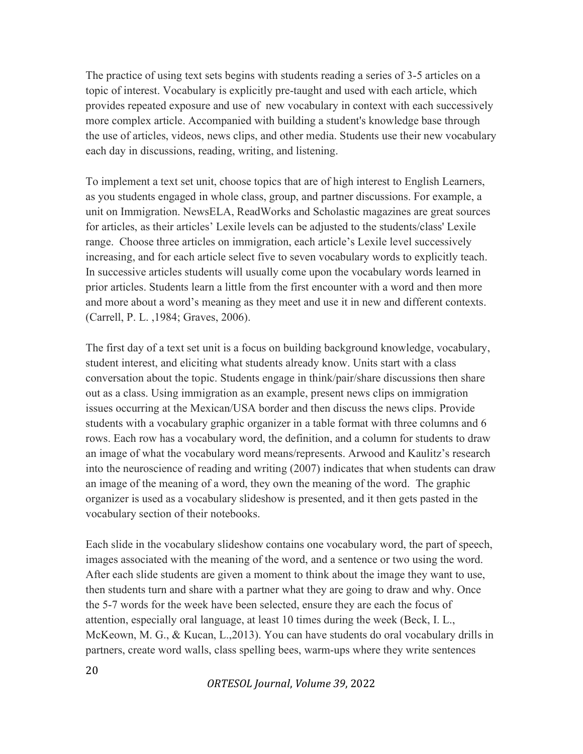The practice of using text sets begins with students reading a series of 3-5 articles on a topic of interest. Vocabulary is explicitly pre-taught and used with each article, which provides repeated exposure and use of new vocabulary in context with each successively more complex article. Accompanied with building a student's knowledge base through the use of articles, videos, news clips, and other media. Students use their new vocabulary each day in discussions, reading, writing, and listening.

To implement a text set unit, choose topics that are of high interest to English Learners, as you students engaged in whole class, group, and partner discussions. For example, a unit on Immigration. NewsELA, ReadWorks and Scholastic magazines are great sources for articles, as their articles' Lexile levels can be adjusted to the students/class' Lexile range. Choose three articles on immigration, each article's Lexile level successively increasing, and for each article select five to seven vocabulary words to explicitly teach. In successive articles students will usually come upon the vocabulary words learned in prior articles. Students learn a little from the first encounter with a word and then more and more about a word's meaning as they meet and use it in new and different contexts. (Carrell, P. L. ,1984; Graves, 2006).

The first day of a text set unit is a focus on building background knowledge, vocabulary, student interest, and eliciting what students already know. Units start with a class conversation about the topic. Students engage in think/pair/share discussions then share out as a class. Using immigration as an example, present news clips on immigration issues occurring at the Mexican/USA border and then discuss the news clips. Provide students with a vocabulary graphic organizer in a table format with three columns and 6 rows. Each row has a vocabulary word, the definition, and a column for students to draw an image of what the vocabulary word means/represents. Arwood and Kaulitz's research into the neuroscience of reading and writing (2007) indicates that when students can draw an image of the meaning of a word, they own the meaning of the word. The graphic organizer is used as a vocabulary slideshow is presented, and it then gets pasted in the vocabulary section of their notebooks.

Each slide in the vocabulary slideshow contains one vocabulary word, the part of speech, images associated with the meaning of the word, and a sentence or two using the word. After each slide students are given a moment to think about the image they want to use, then students turn and share with a partner what they are going to draw and why. Once the 5-7 words for the week have been selected, ensure they are each the focus of attention, especially oral language, at least 10 times during the week (Beck, I. L., McKeown, M. G., & Kucan, L.,2013). You can have students do oral vocabulary drills in partners, create word walls, class spelling bees, warm-ups where they write sentences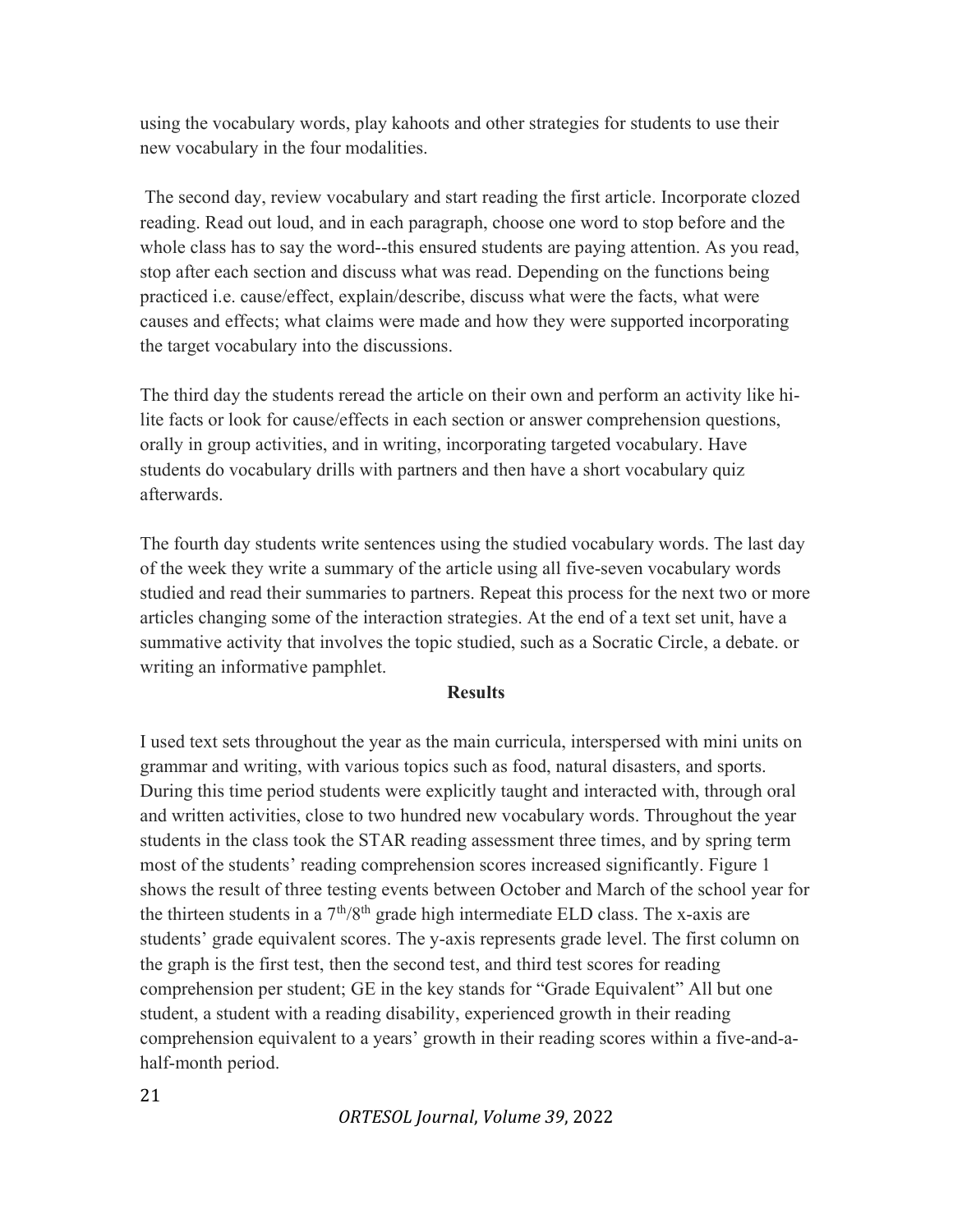using the vocabulary words, play kahoots and other strategies for students to use their new vocabulary in the four modalities.

The second day, review vocabulary and start reading the first article. Incorporate clozed reading. Read out loud, and in each paragraph, choose one word to stop before and the whole class has to say the word--this ensured students are paying attention. As you read, stop after each section and discuss what was read. Depending on the functions being practiced i.e. cause/effect, explain/describe, discuss what were the facts, what were causes and effects; what claims were made and how they were supported incorporating the target vocabulary into the discussions.

The third day the students reread the article on their own and perform an activity like hi-lite facts or look for cause/effects in each section or answer comprehension questions, orally in group activities, and in writing, incorporating targeted vocabulary. Have students do vocabulary drills with partners and then have a short vocabulary quiz afterwards.

The fourth day students write sentences using the studied vocabulary words. The last day of the week they write a summary of the article using all five-seven vocabulary words studied and read their summaries to partners. Repeat this process for the next two or more articles changing some of the interaction strategies. At the end of a text set unit, have a summative activity that involves the topic studied, such as a Socratic Circle, a debate. or writing an informative pamphlet.

## Results

I used text sets throughout the year as the main curricula, interspersed with mini units on grammar and writing, with various topics such as food, natural disasters, and sports. During this time period students were explicitly taught and interacted with, through oral and written activities, close to two hundred new vocabulary words. Throughout the year students in the class took the STAR reading assessment three times, and by spring term most of the students' reading comprehension scores increased significantly. Figure 1 shows the result of three testing events between October and March of the school year for the thirteen students in a 7th/8th grade high intermediate ELD class. The x-axis are students' grade equivalent scores. The y-axis represents grade level. The first column on the graph is the first test, then the second test, and third test scores for reading comprehension per student; GE in the key stands for "Grade Equivalent" All but one student, a student with a reading disability, experienced growth in their reading comprehension equivalent to a years' growth in their reading scores within a five-and-a-half-month period.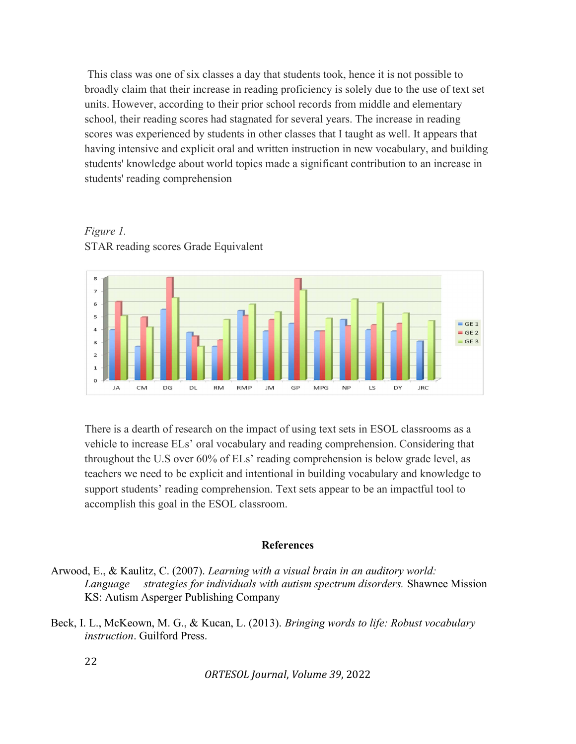This class was one of six classes a day that students took, hence it is not possible to broadly claim that their increase in reading proficiency is solely due to the use of text set units. However, according to their prior school records from middle and elementary school, their reading scores had stagnated for several years. The increase in reading scores was experienced by students in other classes that I taught as well. It appears that having intensive and explicit oral and written instruction in new vocabulary, and building students' knowledge about world topics made a significant contribution to an increase in students' reading comprehension

*Figure 1.*
STAR reading scores Grade Equivalent

There is a dearth of research on the impact of using text sets in ESOL classrooms as a vehicle to increase ELs' oral vocabulary and reading comprehension. Considering that throughout the U.S over 60% of ELs' reading comprehension is below grade level, as teachers we need to be explicit and intentional in building vocabulary and knowledge to support students' reading comprehension. Text sets appear to be an impactful tool to accomplish this goal in the ESOL classroom.

## References

Arwood, E., & Kaulitz, C. (2007). *Learning with a visual brain in an auditory world: Language strategies for individuals with autism spectrum disorders.* Shawnee Mission KS: Autism Asperger Publishing Company

Beck, I. L., McKeown, M. G., & Kucan, L. (2013). *Bringing words to life: Robust vocabulary instruction*. Guilford Press.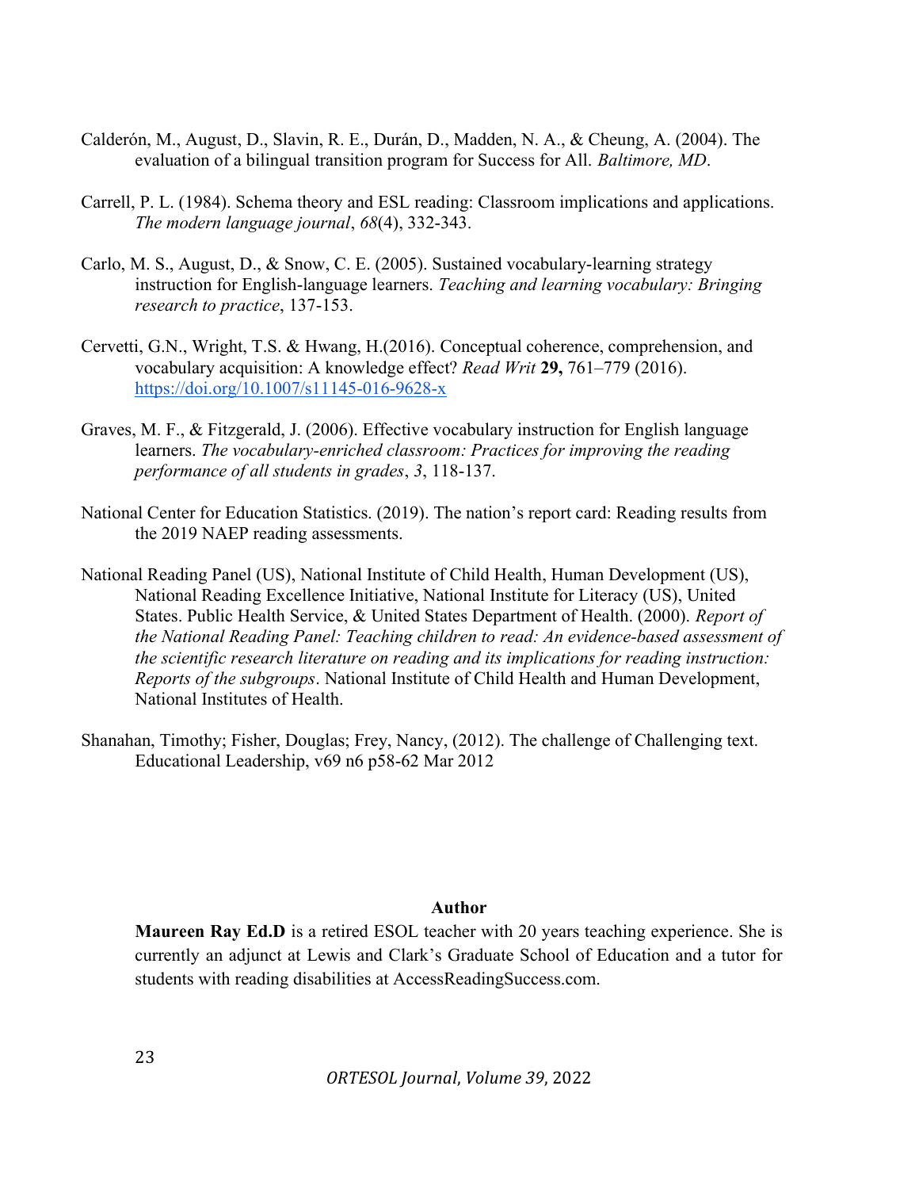Calderón, M., August, D., Slavin, R. E., Durán, D., Madden, N. A., & Cheung, A. (2004). The evaluation of a bilingual transition program for Success for All. *Baltimore, MD*.

Carrell, P. L. (1984). Schema theory and ESL reading: Classroom implications and applications. *The modern language journal*, *68*(4), 332-343.

Carlo, M. S., August, D., & Snow, C. E. (2005). Sustained vocabulary-learning strategy instruction for English-language learners. *Teaching and learning vocabulary: Bringing research to practice*, 137-153.

Cervetti, G.N., Wright, T.S. & Hwang, H.(2016). Conceptual coherence, comprehension, and vocabulary acquisition: A knowledge effect? *Read Writ* **29,** 761–779 (2016). https://doi.org/10.1007/s11145-016-9628-x

Graves, M. F., & Fitzgerald, J. (2006). Effective vocabulary instruction for English language learners. *The vocabulary-enriched classroom: Practices for improving the reading performance of all students in grades*, *3*, 118-137.

National Center for Education Statistics. (2019). The nation's report card: Reading results from the 2019 NAEP reading assessments.

National Reading Panel (US), National Institute of Child Health, Human Development (US), National Reading Excellence Initiative, National Institute for Literacy (US), United States. Public Health Service, & United States Department of Health. (2000). *Report of the National Reading Panel: Teaching children to read: An evidence-based assessment of the scientific research literature on reading and its implications for reading instruction: Reports of the subgroups*. National Institute of Child Health and Human Development, National Institutes of Health.

Shanahan, Timothy; Fisher, Douglas; Frey, Nancy, (2012). The challenge of Challenging text. Educational Leadership, v69 n6 p58-62 Mar 2012

**Author**

**Maureen Ray Ed.D** is a retired ESOL teacher with 20 years teaching experience. She is currently an adjunct at Lewis and Clark's Graduate School of Education and a tutor for students with reading disabilities at AccessReadingSuccess.com.